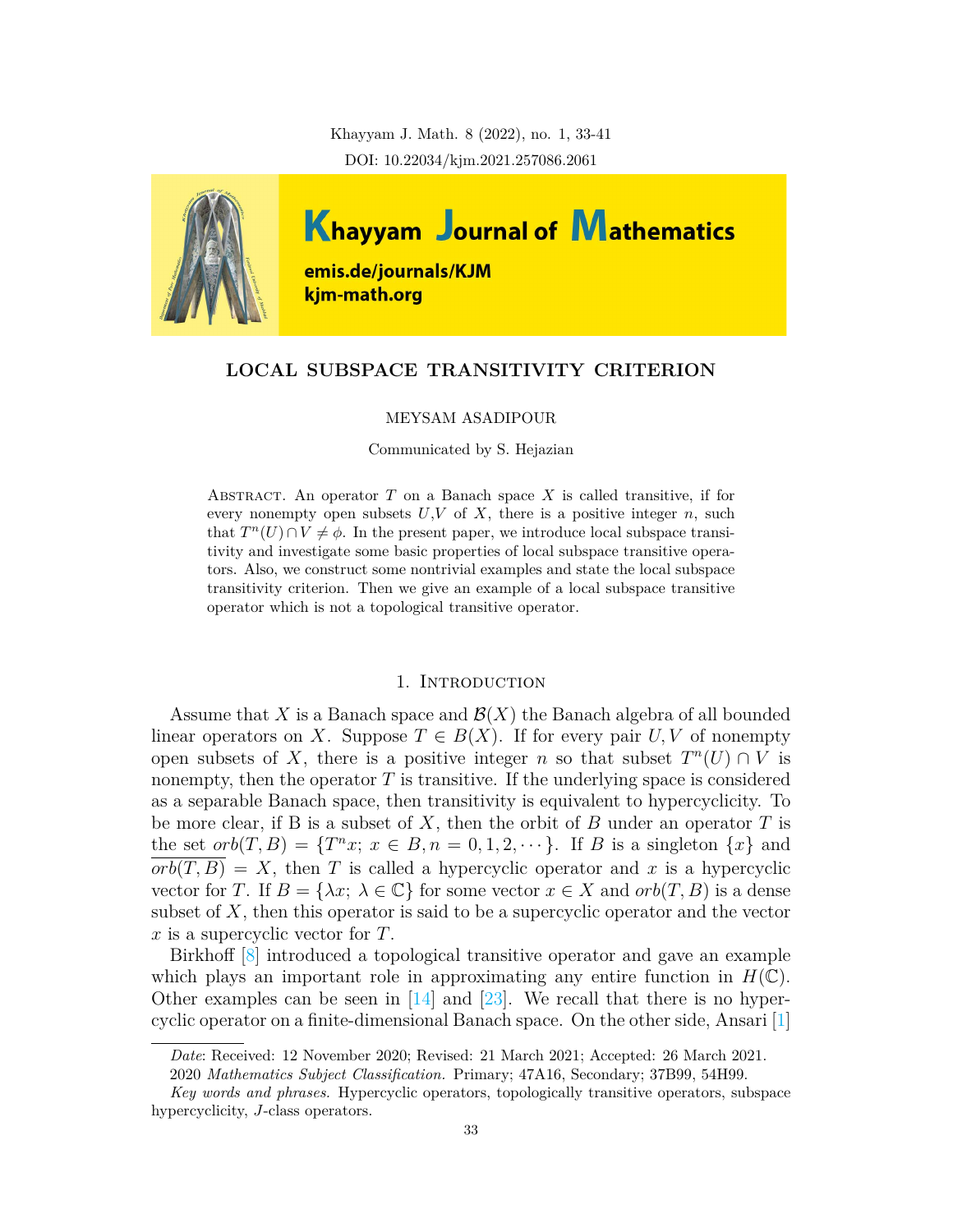# LOCAL SUBSPACE TRANSITIVITY CRITERION

MEYSAM ASADIPOUR

Communicated by S. Hejazian

Abstract. An operator $T$ on a Banach space $X$ is called transitive, if for every nonempty open subsets $U$,$V$ of $X$, there is a positive integer $n$, such that $T^n(U) \cap V \neq \phi$. In the present paper, we introduce local subspace transitivity and investigate some basic properties of local subspace transitive operators. Also, we construct some nontrivial examples and state the local subspace transitivity criterion. Then we give an example of a local subspace transitive operator which is not a topological transitive operator.

## 1. Introduction

Assume that $X$ is a Banach space and $\mathcal{B}(X)$ the Banach algebra of all bounded linear operators on $X$. Suppose $T \in B(X)$. If for every pair $U, V$ of nonempty open subsets of $X$, there is a positive integer $n$ so that subset $T^n(U) \cap V$ is nonempty, then the operator $T$ is transitive. If the underlying space is considered as a separable Banach space, then transitivity is equivalent to hypercyclicity. To be more clear, if B is a subset of $X$, then the orbit of $B$ under an operator $T$ is the set $orb(T, B) = \{T^n x;\ x \in B, n = 0, 1, 2, \cdots\}$. If $B$ is a singleton $\{x\}$ and $\overline{orb(T, B)} = X$, then $T$ is called a hypercyclic operator and $x$ is a hypercyclic vector for $T$. If $B = \{\lambda x;\ \lambda \in \mathbb{C}\}$ for some vector $x \in X$ and $orb(T, B)$ is a dense subset of $X$, then this operator is said to be a supercyclic operator and the vector $x$ is a supercyclic vector for $T$.

Birkhoff [8] introduced a topological transitive operator and gave an example which plays an important role in approximating any entire function in $H(\mathbb{C})$. Other examples can be seen in [14] and [23]. We recall that there is no hypercyclic operator on a finite-dimensional Banach space. On the other side, Ansari [1]

*Date*: Received: 12 November 2020; Revised: 21 March 2021; Accepted: 26 March 2021.

2020 *Mathematics Subject Classification.* Primary; 47A16, Secondary; 37B99, 54H99.

*Key words and phrases.* Hypercyclic operators, topologically transitive operators, subspace hypercyclicity, $J$-class operators.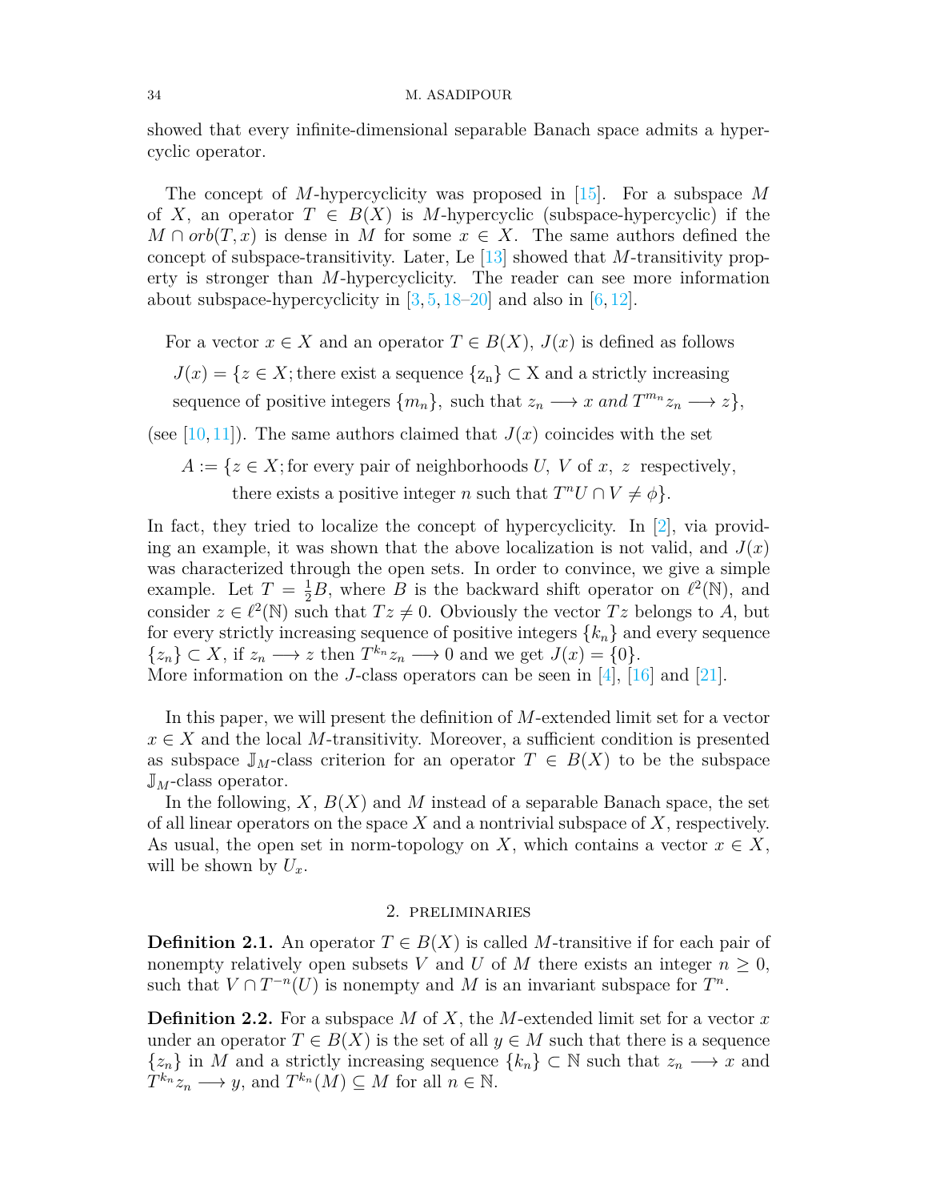showed that every infinite-dimensional separable Banach space admits a hypercyclic operator.

The concept of $M$-hypercyclicity was proposed in [15]. For a subspace $M$ of $X$, an operator $T \in B(X)$ is $M$-hypercyclic (subspace-hypercyclic) if the $M \cap orb(T, x)$ is dense in $M$ for some $x \in X$. The same authors defined the concept of subspace-transitivity. Later, Le [13] showed that $M$-transitivity property is stronger than $M$-hypercyclicity. The reader can see more information about subspace-hypercyclicity in [3, 5, 18–20] and also in [6, 12].

For a vector $x \in X$ and an operator $T \in B(X)$, $J(x)$ is defined as follows

$$
\begin{aligned}
J(x) = \{z \in X; &\text{ there exist a sequence } \{z_n\} \subset X \text{ and a strictly increasing} \\
&\text{sequence of positive integers } \{m_n\}, \text{ such that } z_n \longrightarrow x \text{ and } T^{m_n} z_n \longrightarrow z\},
\end{aligned}
$$

(see [10, 11]). The same authors claimed that $J(x)$ coincides with the set

$$
\begin{aligned}
A := \{z \in X; &\text{ for every pair of neighborhoods } U,\ V \text{ of } x,\ z \text{ respectively,} \\
&\text{there exists a positive integer } n \text{ such that } T^n U \cap V \neq \phi\}.
\end{aligned}
$$

In fact, they tried to localize the concept of hypercyclicity. In [2], via providing an example, it was shown that the above localization is not valid, and $J(x)$ was characterized through the open sets. In order to convince, we give a simple example. Let $T = \frac{1}{2}B$, where $B$ is the backward shift operator on $\ell^2(\mathbb{N})$, and consider $z \in \ell^2(\mathbb{N})$ such that $Tz \neq 0$. Obviously the vector $Tz$ belongs to $A$, but for every strictly increasing sequence of positive integers $\{k_n\}$ and every sequence $\{z_n\} \subset X$, if $z_n \longrightarrow z$ then $T^{k_n} z_n \longrightarrow 0$ and we get $J(x) = \{0\}$.
More information on the $J$-class operators can be seen in [4], [16] and [21].

In this paper, we will present the definition of $M$-extended limit set for a vector $x \in X$ and the local $M$-transitivity. Moreover, a sufficient condition is presented as subspace $\mathbb{J}_M$-class criterion for an operator $T \in B(X)$ to be the subspace $\mathbb{J}_M$-class operator.
In the following, $X$, $B(X)$ and $M$ instead of a separable Banach space, the set of all linear operators on the space $X$ and a nontrivial subspace of $X$, respectively. As usual, the open set in norm-topology on $X$, which contains a vector $x \in X$, will be shown by $U_x$.

## 2. Preliminaries

**Definition 2.1.** An operator $T \in B(X)$ is called $M$-transitive if for each pair of nonempty relatively open subsets $V$ and $U$ of $M$ there exists an integer $n \geq 0$, such that $V \cap T^{-n}(U)$ is nonempty and $M$ is an invariant subspace for $T^n$.

**Definition 2.2.** For a subspace $M$ of $X$, the $M$-extended limit set for a vector $x$ under an operator $T \in B(X)$ is the set of all $y \in M$ such that there is a sequence $\{z_n\}$ in $M$ and a strictly increasing sequence $\{k_n\} \subset \mathbb{N}$ such that $z_n \longrightarrow x$ and $T^{k_n} z_n \longrightarrow y$, and $T^{k_n}(M) \subseteq M$ for all $n \in \mathbb{N}$.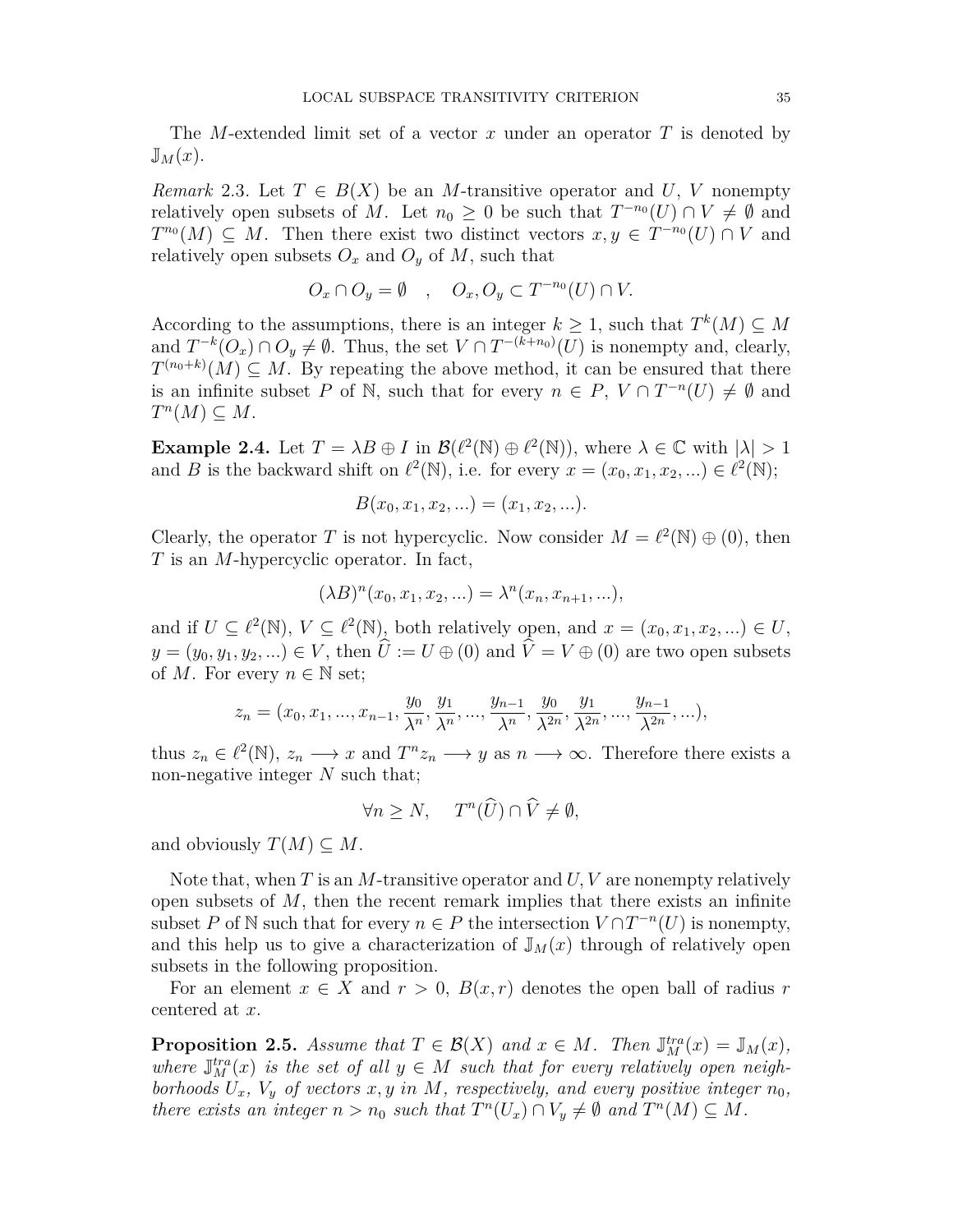The $M$-extended limit set of a vector $x$ under an operator $T$ is denoted by $\mathbb{J}_M(x)$.

*Remark* 2.3. Let $T \in B(X)$ be an $M$-transitive operator and $U$, $V$ nonempty relatively open subsets of $M$. Let $n_0 \geq 0$ be such that $T^{-n_0}(U) \cap V \neq \emptyset$ and $T^{n_0}(M) \subseteq M$. Then there exist two distinct vectors $x, y \in T^{-n_0}(U) \cap V$ and relatively open subsets $O_x$ and $O_y$ of $M$, such that

$$O_x \cap O_y = \emptyset \quad , \quad O_x, O_y \subset T^{-n_0}(U) \cap V.$$

According to the assumptions, there is an integer $k \geq 1$, such that $T^k(M) \subseteq M$ and $T^{-k}(O_x) \cap O_y \neq \emptyset$. Thus, the set $V \cap T^{-(k+n_0)}(U)$ is nonempty and, clearly, $T^{(n_0+k)}(M) \subseteq M$. By repeating the above method, it can be ensured that there is an infinite subset $P$ of $\mathbb{N}$, such that for every $n \in P$, $V \cap T^{-n}(U) \neq \emptyset$ and $T^n(M) \subseteq M$.

**Example 2.4.** Let $T = \lambda B \oplus I$ in $\mathcal{B}(\ell^2(\mathbb{N}) \oplus \ell^2(\mathbb{N}))$, where $\lambda \in \mathbb{C}$ with $|\lambda| > 1$ and $B$ is the backward shift on $\ell^2(\mathbb{N})$, i.e. for every $x = (x_0, x_1, x_2, ...) \in \ell^2(\mathbb{N})$;

$$B(x_0, x_1, x_2, ...) = (x_1, x_2, ...).$$

Clearly, the operator $T$ is not hypercyclic. Now consider $M = \ell^2(\mathbb{N}) \oplus (0)$, then $T$ is an $M$-hypercyclic operator. In fact,

$$(\lambda B)^n(x_0, x_1, x_2, ...) = \lambda^n(x_n, x_{n+1}, ...),$$

and if $U \subseteq \ell^2(\mathbb{N})$, $V \subseteq \ell^2(\mathbb{N})$, both relatively open, and $x = (x_0, x_1, x_2, ...) \in U$, $y = (y_0, y_1, y_2, ...) \in V$, then $\widehat{U} := U \oplus (0)$ and $\widehat{V} = V \oplus (0)$ are two open subsets of $M$. For every $n \in \mathbb{N}$ set;

$$z_n = (x_0, x_1, ..., x_{n-1}, \frac{y_0}{\lambda^n}, \frac{y_1}{\lambda^n}, ..., \frac{y_{n-1}}{\lambda^n}, \frac{y_0}{\lambda^{2n}}, \frac{y_1}{\lambda^{2n}}, ..., \frac{y_{n-1}}{\lambda^{2n}}, ...),$$

thus $z_n \in \ell^2(\mathbb{N})$, $z_n \longrightarrow x$ and $T^n z_n \longrightarrow y$ as $n \longrightarrow \infty$. Therefore there exists a non-negative integer $N$ such that;

$$\forall n \geq N, \quad T^n(\widehat{U}) \cap \widehat{V} \neq \emptyset,$$

and obviously $T(M) \subseteq M$.

Note that, when $T$ is an $M$-transitive operator and $U, V$ are nonempty relatively open subsets of $M$, then the recent remark implies that there exists an infinite subset $P$ of $\mathbb{N}$ such that for every $n \in P$ the intersection $V \cap T^{-n}(U)$ is nonempty, and this help us to give a characterization of $\mathbb{J}_M(x)$ through of relatively open subsets in the following proposition.

For an element $x \in X$ and $r > 0$, $B(x, r)$ denotes the open ball of radius $r$ centered at $x$.

**Proposition 2.5.** *Assume that $T \in \mathcal{B}(X)$ and $x \in M$. Then $\mathbb{J}_M^{tra}(x) = \mathbb{J}_M(x)$, where $\mathbb{J}_M^{tra}(x)$ is the set of all $y \in M$ such that for every relatively open neighborhoods $U_x$, $V_y$ of vectors $x, y$ in $M$, respectively, and every positive integer $n_0$, there exists an integer $n > n_0$ such that $T^n(U_x) \cap V_y \neq \emptyset$ and $T^n(M) \subseteq M$.*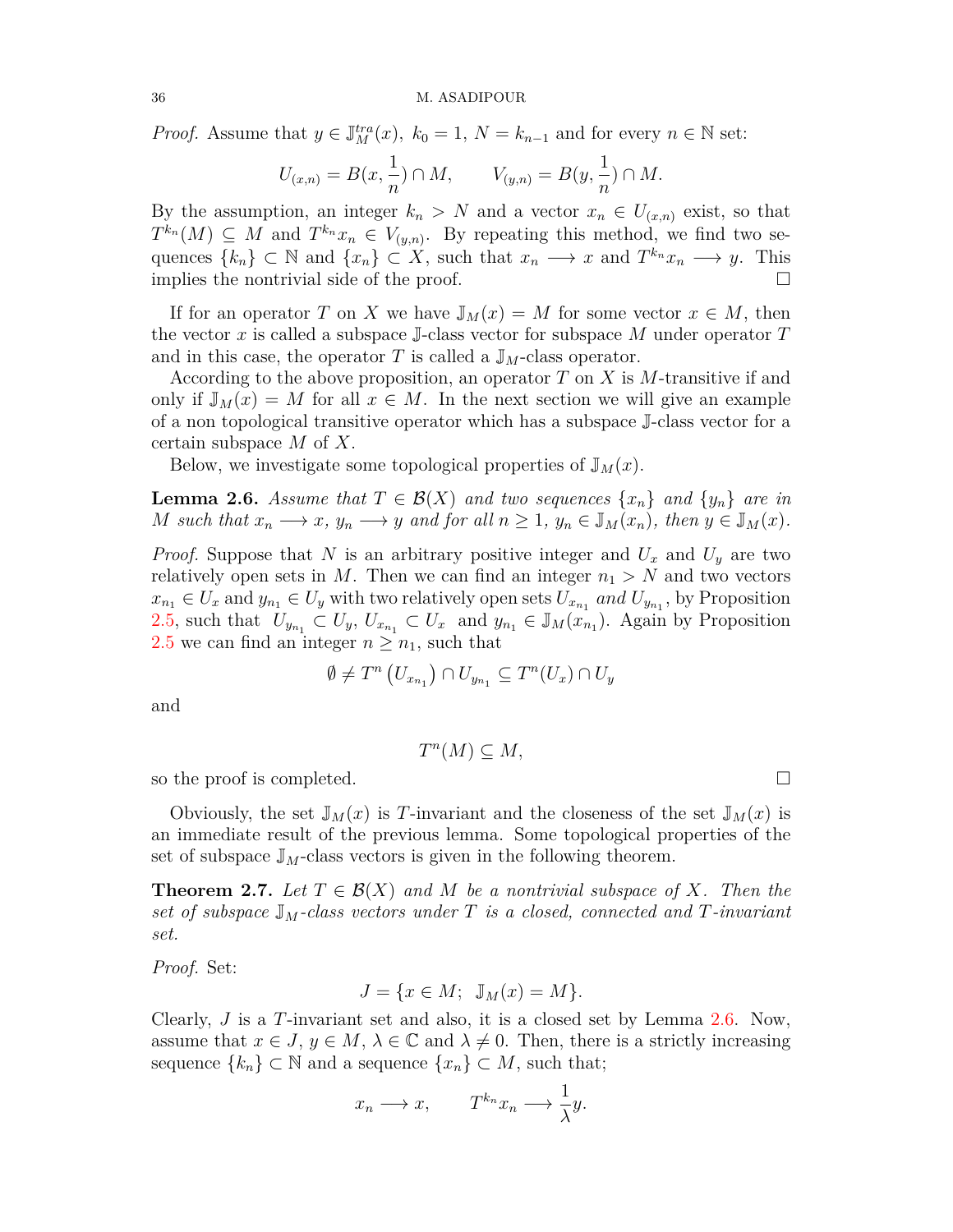*Proof.* Assume that $y \in \mathbb{J}_M^{tra}(x)$, $k_0 = 1$, $N = k_{n-1}$ and for every $n \in \mathbb{N}$ set:

$$U_{(x,n)} = B(x, \frac{1}{n}) \cap M, \qquad V_{(y,n)} = B(y, \frac{1}{n}) \cap M.$$

By the assumption, an integer $k_n > N$ and a vector $x_n \in U_{(x,n)}$ exist, so that $T^{k_n}(M) \subseteq M$ and $T^{k_n} x_n \in V_{(y,n)}$. By repeating this method, we find two sequences $\{k_n\} \subset \mathbb{N}$ and $\{x_n\} \subset X$, such that $x_n \longrightarrow x$ and $T^{k_n} x_n \longrightarrow y$. This implies the nontrivial side of the proof. □

If for an operator $T$ on $X$ we have $\mathbb{J}_M(x) = M$ for some vector $x \in M$, then the vector $x$ is called a subspace $\mathbb{J}$-class vector for subspace $M$ under operator $T$ and in this case, the operator $T$ is called a $\mathbb{J}_M$-class operator.

According to the above proposition, an operator $T$ on $X$ is $M$-transitive if and only if $\mathbb{J}_M(x) = M$ for all $x \in M$. In the next section we will give an example of a non topological transitive operator which has a subspace $\mathbb{J}$-class vector for a certain subspace $M$ of $X$.

Below, we investigate some topological properties of $\mathbb{J}_M(x)$.

**Lemma 2.6.** *Assume that $T \in \mathcal{B}(X)$ and two sequences $\{x_n\}$ and $\{y_n\}$ are in $M$ such that $x_n \longrightarrow x$, $y_n \longrightarrow y$ and for all $n \geq 1$, $y_n \in \mathbb{J}_M(x_n)$, then $y \in \mathbb{J}_M(x)$.*

*Proof.* Suppose that $N$ is an arbitrary positive integer and $U_x$ and $U_y$ are two relatively open sets in $M$. Then we can find an integer $n_1 > N$ and two vectors $x_{n_1} \in U_x$ and $y_{n_1} \in U_y$ with two relatively open sets $U_{x_{n_1}}$ *and* $U_{y_{n_1}}$, by Proposition 2.5, such that $U_{y_{n_1}} \subset U_y$, $U_{x_{n_1}} \subset U_x$ and $y_{n_1} \in \mathbb{J}_M(x_{n_1})$. Again by Proposition 2.5 we can find an integer $n \geq n_1$, such that

$$\emptyset \neq T^n\left(U_{x_{n_1}}\right) \cap U_{y_{n_1}} \subseteq T^n(U_x) \cap U_y$$

and

$$T^n(M) \subseteq M,$$

so the proof is completed. □

Obviously, the set $\mathbb{J}_M(x)$ is $T$-invariant and the closeness of the set $\mathbb{J}_M(x)$ is an immediate result of the previous lemma. Some topological properties of the set of subspace $\mathbb{J}_M$-class vectors is given in the following theorem.

**Theorem 2.7.** *Let $T \in \mathcal{B}(X)$ and $M$ be a nontrivial subspace of $X$. Then the set of subspace $\mathbb{J}_M$-class vectors under $T$ is a closed, connected and $T$-invariant set.*

*Proof.* Set:

$$J = \{x \in M; \ \mathbb{J}_M(x) = M\}.$$

Clearly, $J$ is a $T$-invariant set and also, it is a closed set by Lemma 2.6. Now, assume that $x \in J$, $y \in M$, $\lambda \in \mathbb{C}$ and $\lambda \neq 0$. Then, there is a strictly increasing sequence $\{k_n\} \subset \mathbb{N}$ and a sequence $\{x_n\} \subset M$, such that;

$$x_n \longrightarrow x, \qquad T^{k_n} x_n \longrightarrow \frac{1}{\lambda} y.$$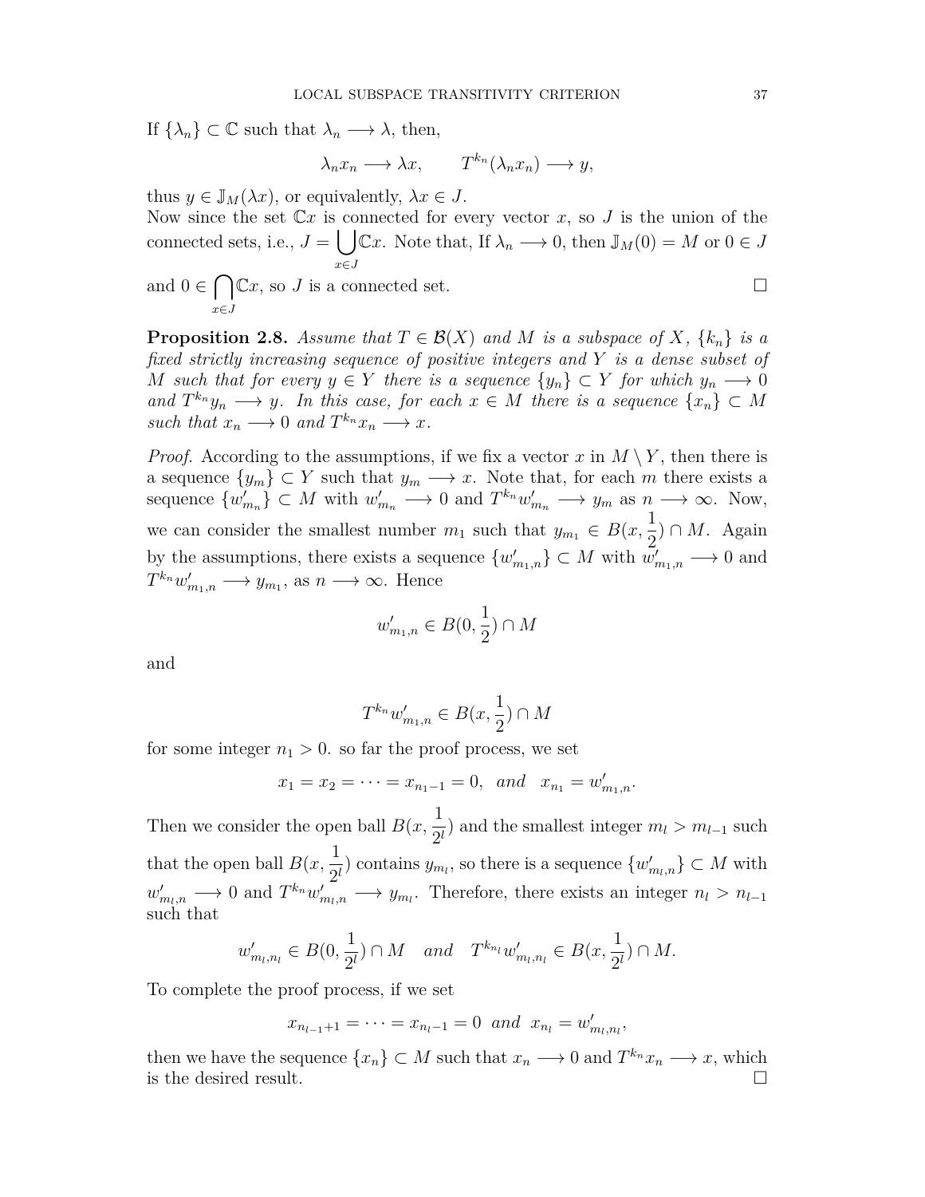If $\{\lambda_n\} \subset \mathbb{C}$ such that $\lambda_n \longrightarrow \lambda$, then,

$$\lambda_n x_n \longrightarrow \lambda x, \qquad T^{k_n}(\lambda_n x_n) \longrightarrow y,$$

thus $y \in \mathbb{J}_M(\lambda x)$, or equivalently, $\lambda x \in J$.
Now since the set $\mathbb{C}x$ is connected for every vector $x$, so $J$ is the union of the connected sets, i.e., $J = \bigcup_{x \in J} \mathbb{C}x$. Note that, If $\lambda_n \longrightarrow 0$, then $\mathbb{J}_M(0) = M$ or $0 \in J$ and $0 \in \bigcap_{x \in J} \mathbb{C}x$, so $J$ is a connected set. $\square$

**Proposition 2.8.** *Assume that $T \in \mathcal{B}(X)$ and $M$ is a subspace of $X$, $\{k_n\}$ is a fixed strictly increasing sequence of positive integers and $Y$ is a dense subset of $M$ such that for every $y \in Y$ there is a sequence $\{y_n\} \subset Y$ for which $y_n \longrightarrow 0$ and $T^{k_n} y_n \longrightarrow y$. In this case, for each $x \in M$ there is a sequence $\{x_n\} \subset M$ such that $x_n \longrightarrow 0$ and $T^{k_n} x_n \longrightarrow x$.*

*Proof.* According to the assumptions, if we fix a vector $x$ in $M \setminus Y$, then there is a sequence $\{y_m\} \subset Y$ such that $y_m \longrightarrow x$. Note that, for each $m$ there exists a sequence $\{w'_{m_n}\} \subset M$ with $w'_{m_n} \longrightarrow 0$ and $T^{k_n} w'_{m_n} \longrightarrow y_m$ as $n \longrightarrow \infty$. Now, we can consider the smallest number $m_1$ such that $y_{m_1} \in B(x, \frac{1}{2}) \cap M$. Again by the assumptions, there exists a sequence $\{w'_{m_1,n}\} \subset M$ with $w'_{m_1,n} \longrightarrow 0$ and $T^{k_n} w'_{m_1,n} \longrightarrow y_{m_1}$, as $n \longrightarrow \infty$. Hence

$$w'_{m_1,n} \in B(0, \frac{1}{2}) \cap M$$

and

$$T^{k_n} w'_{m_1,n} \in B(x, \frac{1}{2}) \cap M$$

for some integer $n_1 > 0$. so far the proof process, we set

$$x_1 = x_2 = \cdots = x_{n_1 - 1} = 0, \;\; \mathit{and} \;\; x_{n_1} = w'_{m_1,n}.$$

Then we consider the open ball $B(x, \frac{1}{2^l})$ and the smallest integer $m_l > m_{l-1}$ such that the open ball $B(x, \frac{1}{2^l})$ contains $y_{m_l}$, so there is a sequence $\{w'_{m_l,n}\} \subset M$ with $w'_{m_l,n} \longrightarrow 0$ and $T^{k_n} w'_{m_l,n} \longrightarrow y_{m_l}$. Therefore, there exists an integer $n_l > n_{l-1}$ such that

$$w'_{m_l,n_l} \in B(0, \frac{1}{2^l}) \cap M \quad \mathit{and} \quad T^{k_{n_l}} w'_{m_l,n_l} \in B(x, \frac{1}{2^l}) \cap M.$$

To complete the proof process, if we set

$$x_{n_{l-1}+1} = \cdots = x_{n_l - 1} = 0 \;\; \mathit{and} \;\; x_{n_l} = w'_{m_l,n_l},$$

then we have the sequence $\{x_n\} \subset M$ such that $x_n \longrightarrow 0$ and $T^{k_n} x_n \longrightarrow x$, which is the desired result. $\square$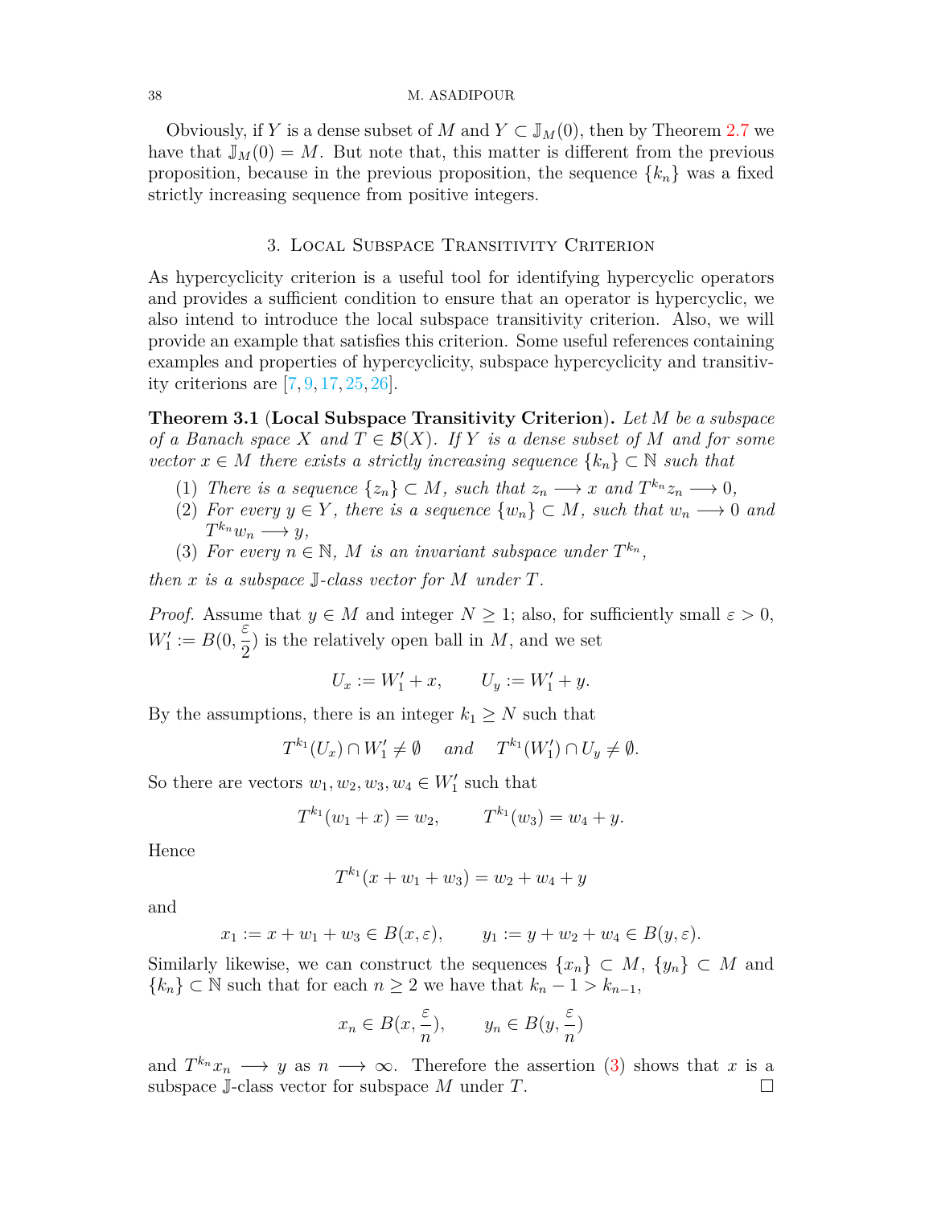Obviously, if $Y$ is a dense subset of $M$ and $Y \subset \mathbb{J}_M(0)$, then by Theorem 2.7 we have that $\mathbb{J}_M(0) = M$. But note that, this matter is different from the previous proposition, because in the previous proposition, the sequence $\{k_n\}$ was a fixed strictly increasing sequence from positive integers.

## 3. Local Subspace Transitivity Criterion

As hypercyclicity criterion is a useful tool for identifying hypercyclic operators and provides a sufficient condition to ensure that an operator is hypercyclic, we also intend to introduce the local subspace transitivity criterion. Also, we will provide an example that satisfies this criterion. Some useful references containing examples and properties of hypercyclicity, subspace hypercyclicity and transitivity criterions are [7, 9, 17, 25, 26].

**Theorem 3.1** (**Local Subspace Transitivity Criterion**). *Let $M$ be a subspace of a Banach space $X$ and $T \in \mathcal{B}(X)$. If $Y$ is a dense subset of $M$ and for some vector $x \in M$ there exists a strictly increasing sequence $\{k_n\} \subset \mathbb{N}$ such that*

1. *There is a sequence $\{z_n\} \subset M$, such that $z_n \longrightarrow x$ and $T^{k_n} z_n \longrightarrow 0$,*
2. *For every $y \in Y$, there is a sequence $\{w_n\} \subset M$, such that $w_n \longrightarrow 0$ and $T^{k_n} w_n \longrightarrow y$,*
3. *For every $n \in \mathbb{N}$, $M$ is an invariant subspace under $T^{k_n}$,*

*then $x$ is a subspace $\mathbb{J}$-class vector for $M$ under $T$.*

*Proof.* Assume that $y \in M$ and integer $N \geq 1$; also, for sufficiently small $\varepsilon > 0$, $W_1' := B(0, \frac{\varepsilon}{2})$ is the relatively open ball in $M$, and we set

$$U_x := W_1' + x, \qquad U_y := W_1' + y.$$

By the assumptions, there is an integer $k_1 \geq N$ such that

$$T^{k_1}(U_x) \cap W_1' \neq \emptyset \quad \text{ and } \quad T^{k_1}(W_1') \cap U_y \neq \emptyset.$$

So there are vectors $w_1, w_2, w_3, w_4 \in W_1'$ such that

$$T^{k_1}(w_1 + x) = w_2, \qquad T^{k_1}(w_3) = w_4 + y.$$

Hence

$$T^{k_1}(x + w_1 + w_3) = w_2 + w_4 + y$$

and

$$x_1 := x + w_1 + w_3 \in B(x, \varepsilon), \qquad y_1 := y + w_2 + w_4 \in B(y, \varepsilon).$$

Similarly likewise, we can construct the sequences $\{x_n\} \subset M$, $\{y_n\} \subset M$ and $\{k_n\} \subset \mathbb{N}$ such that for each $n \geq 2$ we have that $k_n - 1 > k_{n-1}$,

$$x_n \in B(x, \frac{\varepsilon}{n}), \qquad y_n \in B(y, \frac{\varepsilon}{n})$$

and $T^{k_n} x_n \longrightarrow y$ as $n \longrightarrow \infty$. Therefore the assertion (3) shows that $x$ is a subspace $\mathbb{J}$-class vector for subspace $M$ under $T$. $\square$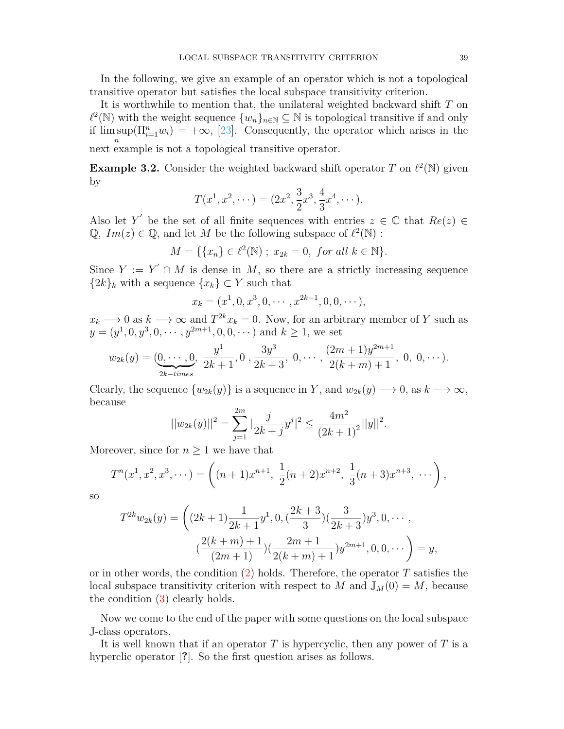In the following, we give an example of an operator which is not a topological transitive operator but satisfies the local subspace transitivity criterion.

It is worthwhile to mention that, the unilateral weighted backward shift $T$ on $\ell^2(\mathbb{N})$ with the weight sequence $\{w_n\}_{n\in\mathbb{N}} \subseteq \mathbb{N}$ is topological transitive if and only if $\limsup_n(\Pi_{i=1}^n w_i) = +\infty$, [23]. Consequently, the operator which arises in the next example is not a topological transitive operator.

**Example 3.2.** Consider the weighted backward shift operator $T$ on $\ell^2(\mathbb{N})$ given by

$$T(x^1, x^2, \cdots) = (2x^2, \frac{3}{2}x^3, \frac{4}{3}x^4, \cdots).$$

Also let $Y'$ be the set of all finite sequences with entries $z \in \mathbb{C}$ that $Re(z) \in \mathbb{Q}$, $Im(z) \in \mathbb{Q}$, and let $M$ be the following subspace of $\ell^2(\mathbb{N})$ :

$$M = \{\{x_n\} \in \ell^2(\mathbb{N})\ ;\ x_{2k} = 0,\ for\ all\ k \in \mathbb{N}\}.$$

Since $Y := Y' \cap M$ is dense in $M$, so there are a strictly increasing sequence $\{2k\}_k$ with a sequence $\{x_k\} \subset Y$ such that

$$x_k = (x^1, 0, x^3, 0, \cdots, x^{2k-1}, 0, 0, \cdots),$$

$x_k \longrightarrow 0$ as $k \longrightarrow \infty$ and $T^{2k}x_k = 0$. Now, for an arbitrary member of $Y$ such as $y = (y^1, 0, y^3, 0, \cdots, y^{2m+1}, 0, 0, \cdots)$ and $k \geq 1$, we set

$$w_{2k}(y) = (\underbrace{0, \cdots, 0}_{2k-times},\ \frac{y^1}{2k+1}, 0\ , \frac{3y^3}{2k+3},\ 0, \cdots, \frac{(2m+1)y^{2m+1}}{2(k+m)+1},\ 0,\ 0, \cdots).$$

Clearly, the sequence $\{w_{2k}(y)\}$ is a sequence in $Y$, and $w_{2k}(y) \longrightarrow 0$, as $k \longrightarrow \infty$, because

$$||w_{2k}(y)||^2 = \sum_{j=1}^{2m} |\frac{j}{2k+j}y^j|^2 \leq \frac{4m^2}{(2k+1)^2}||y||^2.$$

Moreover, since for $n \geq 1$ we have that

$$T^n(x^1, x^2, x^3, \cdots) = \left((n+1)x^{n+1},\ \frac{1}{2}(n+2)x^{n+2},\ \frac{1}{3}(n+3)x^{n+3},\ \cdots\right),$$

so

$$T^{2k}w_{2k}(y) = \Bigg((2k+1)\frac{1}{2k+1}y^1, 0, (\frac{2k+3}{3})(\frac{3}{2k+3})y^3, 0, \cdots,$$
$$(\frac{2(k+m)+1}{(2m+1)})(\frac{2m+1}{2(k+m)+1})y^{2m+1}, 0, 0, \cdots\Bigg) = y,$$

or in other words, the condition (2) holds. Therefore, the operator $T$ satisfies the local subspace transitivity criterion with respect to $M$ and $\mathbb{J}_M(0) = M$, because the condition (3) clearly holds.

Now we come to the end of the paper with some questions on the local subspace $\mathbb{J}$-class operators.

It is well known that if an operator $T$ is hypercyclic, then any power of $T$ is a hyperclic operator [**?**]. So the first question arises as follows.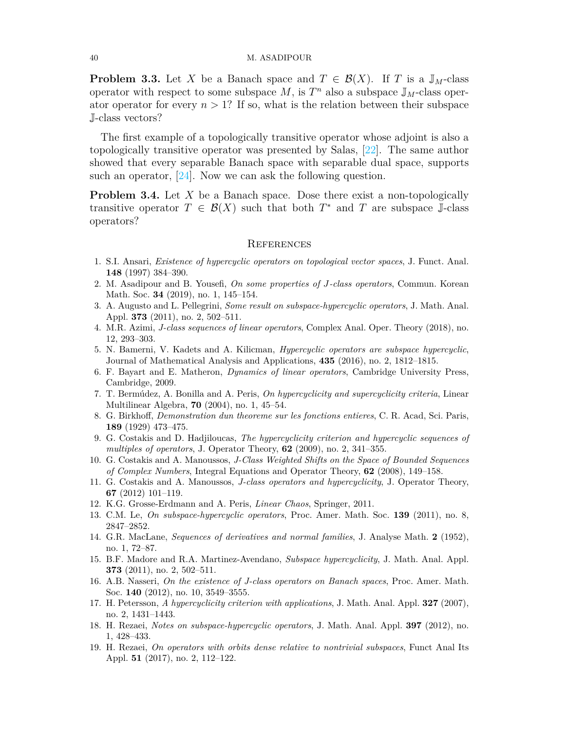**Problem 3.3.** Let $X$ be a Banach space and $T \in \mathcal{B}(X)$. If $T$ is a $\mathbb{J}_M$-class operator with respect to some subspace $M$, is $T^n$ also a subspace $\mathbb{J}_M$-class operator operator for every $n > 1$? If so, what is the relation between their subspace $\mathbb{J}$-class vectors?

The first example of a topologically transitive operator whose adjoint is also a topologically transitive operator was presented by Salas, [22]. The same author showed that every separable Banach space with separable dual space, supports such an operator, [24]. Now we can ask the following question.

**Problem 3.4.** Let $X$ be a Banach space. Dose there exist a non-topologically transitive operator $T \in \mathcal{B}(X)$ such that both $T^*$ and $T$ are subspace $\mathbb{J}$-class operators?

## References

1. S.I. Ansari, *Existence of hypercyclic operators on topological vector spaces*, J. Funct. Anal. **148** (1997) 384–390.
2. M. Asadipour and B. Yousefi, *On some properties of J-class operators*, Commun. Korean Math. Soc. **34** (2019), no. 1, 145–154.
3. A. Augusto and L. Pellegrini, *Some result on subspace-hypercyclic operators*, J. Math. Anal. Appl. **373** (2011), no. 2, 502–511.
4. M.R. Azimi, *J-class sequences of linear operators*, Complex Anal. Oper. Theory (2018), no. 12, 293–303.
5. N. Bamerni, V. Kadets and A. Kilicman, *Hypercyclic operators are subspace hypercyclic*, Journal of Mathematical Analysis and Applications, **435** (2016), no. 2, 1812–1815.
6. F. Bayart and E. Matheron, *Dynamics of linear operators*, Cambridge University Press, Cambridge, 2009.
7. T. Bermúdez, A. Bonilla and A. Peris, *On hypercyclicity and supercyclicity criteria*, Linear Multilinear Algebra, **70** (2004), no. 1, 45–54.
8. G. Birkhoff, *Demonstration dun theoreme sur les fonctions entieres*, C. R. Acad, Sci. Paris, **189** (1929) 473–475.
9. G. Costakis and D. Hadjiloucas, *The hypercyclicity criterion and hypercyclic sequences of multiples of operators*, J. Operator Theory, **62** (2009), no. 2, 341–355.
10. G. Costakis and A. Manoussos, *J-Class Weighted Shifts on the Space of Bounded Sequences of Complex Numbers*, Integral Equations and Operator Theory, **62** (2008), 149–158.
11. G. Costakis and A. Manoussos, *J-class operators and hypercyclicity*, J. Operator Theory, **67** (2012) 101–119.
12. K.G. Grosse-Erdmann and A. Peris, *Linear Chaos*, Springer, 2011.
13. C.M. Le, *On subspace-hypercyclic operators*, Proc. Amer. Math. Soc. **139** (2011), no. 8, 2847–2852.
14. G.R. MacLane, *Sequences of derivatives and normal families*, J. Analyse Math. **2** (1952), no. 1, 72–87.
15. B.F. Madore and R.A. Martinez-Avendano, *Subspace hypercyclicity*, J. Math. Anal. Appl. **373** (2011), no. 2, 502–511.
16. A.B. Nasseri, *On the existence of J-class operators on Banach spaces*, Proc. Amer. Math. Soc. **140** (2012), no. 10, 3549–3555.
17. H. Petersson, *A hypercyclicity criterion with applications*, J. Math. Anal. Appl. **327** (2007), no. 2, 1431–1443.
18. H. Rezaei, *Notes on subspace-hypercyclic operators*, J. Math. Anal. Appl. **397** (2012), no. 1, 428–433.
19. H. Rezaei, *On operators with orbits dense relative to nontrivial subspaces*, Funct Anal Its Appl. **51** (2017), no. 2, 112–122.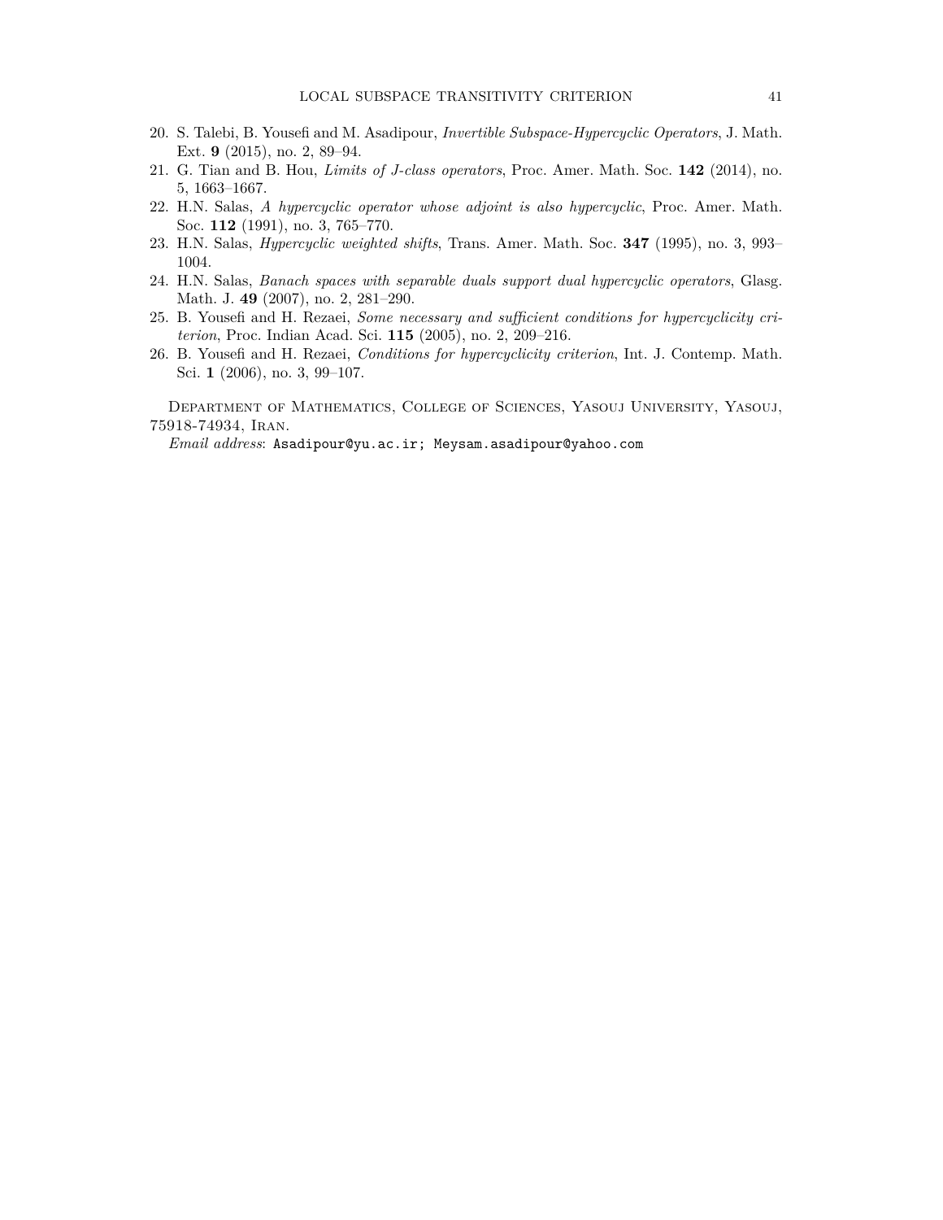20. S. Talebi, B. Yousefi and M. Asadipour, *Invertible Subspace-Hypercyclic Operators*, J. Math. Ext. **9** (2015), no. 2, 89–94.
21. G. Tian and B. Hou, *Limits of J-class operators*, Proc. Amer. Math. Soc. **142** (2014), no. 5, 1663–1667.
22. H.N. Salas, *A hypercyclic operator whose adjoint is also hypercyclic*, Proc. Amer. Math. Soc. **112** (1991), no. 3, 765–770.
23. H.N. Salas, *Hypercyclic weighted shifts*, Trans. Amer. Math. Soc. **347** (1995), no. 3, 993–1004.
24. H.N. Salas, *Banach spaces with separable duals support dual hypercyclic operators*, Glasg. Math. J. **49** (2007), no. 2, 281–290.
25. B. Yousefi and H. Rezaei, *Some necessary and sufficient conditions for hypercyclicity criterion*, Proc. Indian Acad. Sci. **115** (2005), no. 2, 209–216.
26. B. Yousefi and H. Rezaei, *Conditions for hypercyclicity criterion*, Int. J. Contemp. Math. Sci. **1** (2006), no. 3, 99–107.

Department of Mathematics, College of Sciences, Yasouj University, Yasouj, 75918-74934, Iran.

*Email address*: Asadipour@yu.ac.ir; Meysam.asadipour@yahoo.com